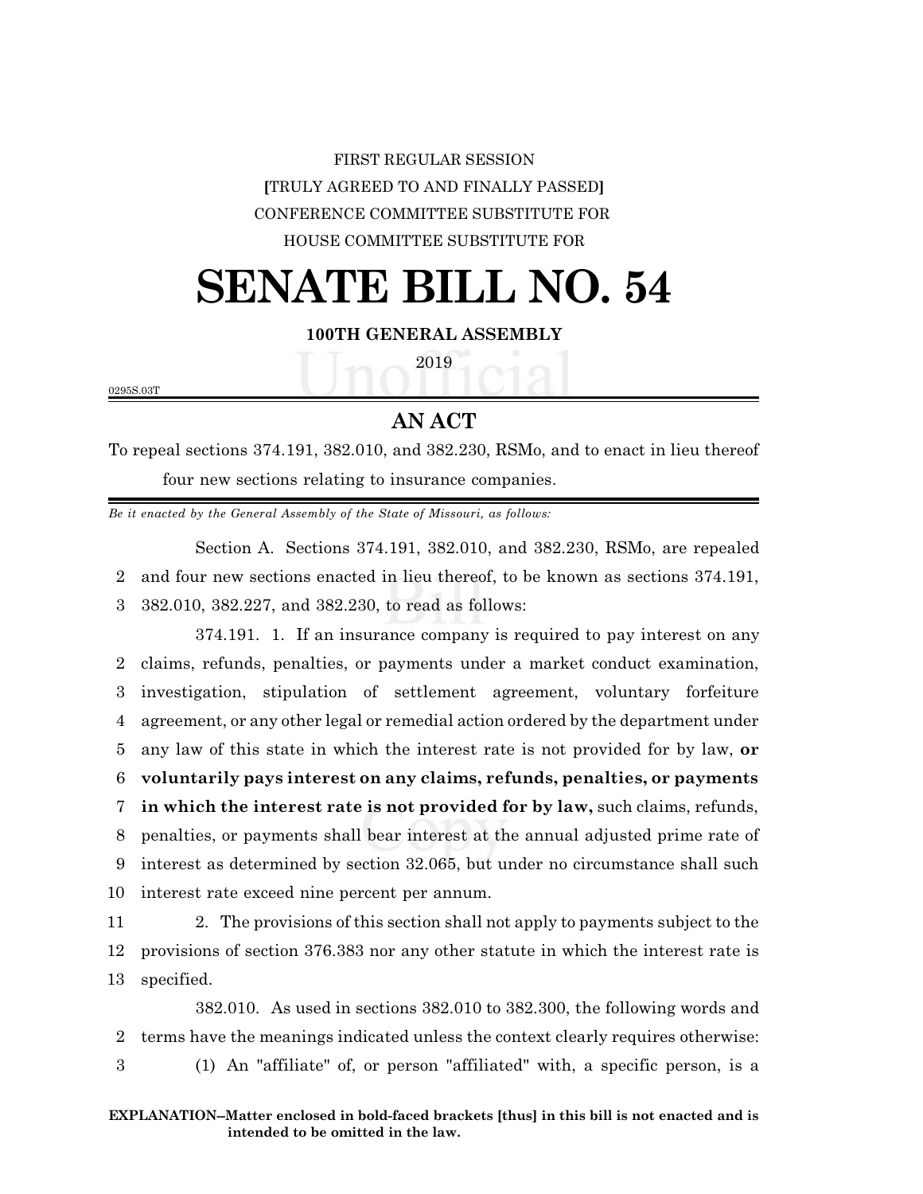FIRST REGULAR SESSION

**[**TRULY AGREED TO AND FINALLY PASSED**]**

CONFERENCE COMMITTEE SUBSTITUTE FOR

HOUSE COMMITTEE SUBSTITUTE FOR

# SENATE BILL NO. 54

**100TH GENERAL ASSEMBLY**

2019

0295S.03T

## AN ACT

To repeal sections 374.191, 382.010, and 382.230, RSMo, and to enact in lieu thereof four new sections relating to insurance companies.

*Be it enacted by the General Assembly of the State of Missouri, as follows:*

Section A. Sections 374.191, 382.010, and 382.230, RSMo, are repealed and four new sections enacted in lieu thereof, to be known as sections 374.191, 382.010, 382.227, and 382.230, to read as follows:

374.191. 1. If an insurance company is required to pay interest on any claims, refunds, penalties, or payments under a market conduct examination, investigation, stipulation of settlement agreement, voluntary forfeiture agreement, or any other legal or remedial action ordered by the department under any law of this state in which the interest rate is not provided for by law, **or voluntarily pays interest on any claims, refunds, penalties, or payments in which the interest rate is not provided for by law,** such claims, refunds, penalties, or payments shall bear interest at the annual adjusted prime rate of interest as determined by section 32.065, but under no circumstance shall such interest rate exceed nine percent per annum.

2. The provisions of this section shall not apply to payments subject to the provisions of section 376.383 nor any other statute in which the interest rate is specified.

382.010. As used in sections 382.010 to 382.300, the following words and terms have the meanings indicated unless the context clearly requires otherwise:

(1) An "affiliate" of, or person "affiliated" with, a specific person, is a

**EXPLANATION–Matter enclosed in bold-faced brackets [thus] in this bill is not enacted and is intended to be omitted in the law.**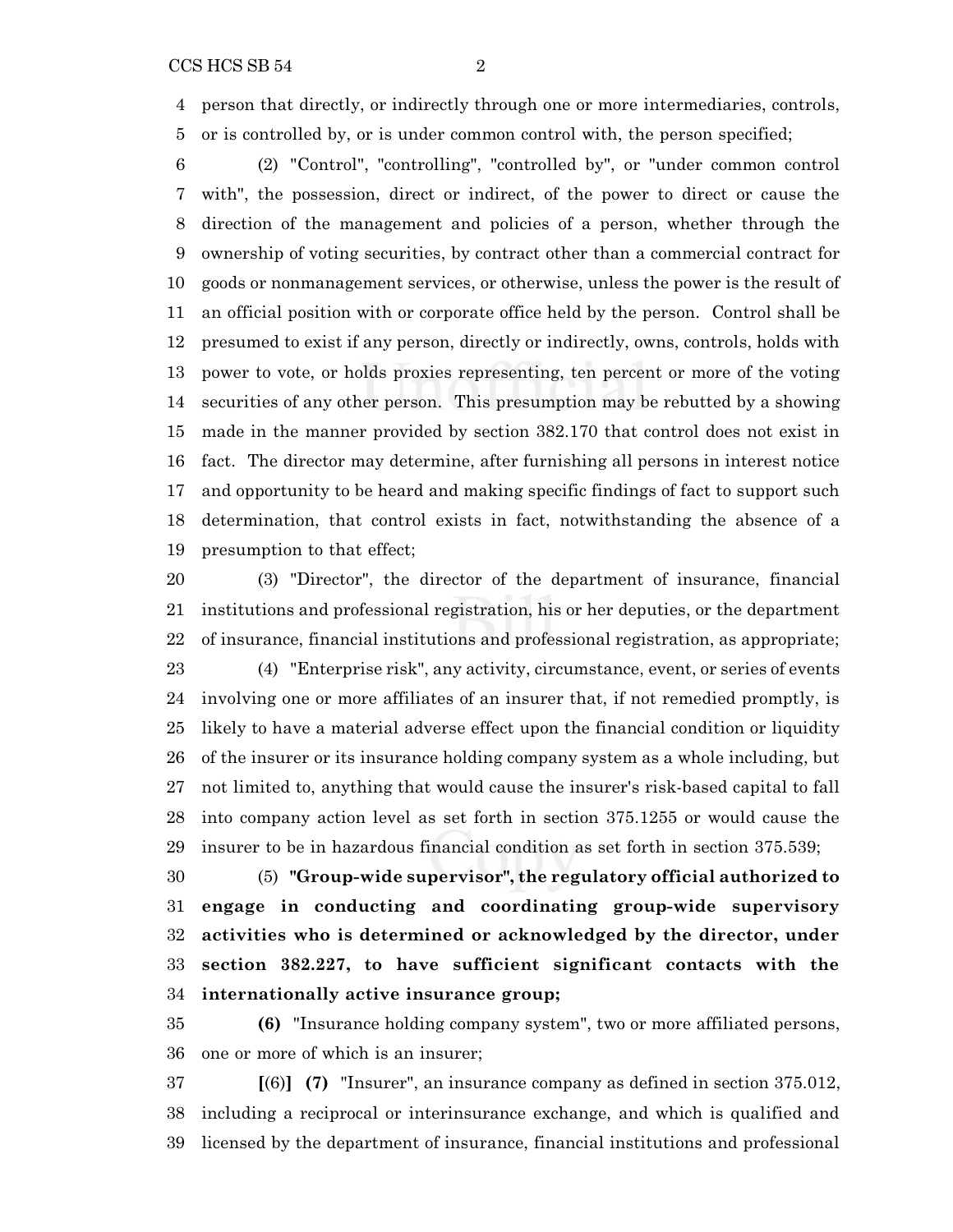person that directly, or indirectly through one or more intermediaries, controls, or is controlled by, or is under common control with, the person specified;

(2) "Control", "controlling", "controlled by", or "under common control with", the possession, direct or indirect, of the power to direct or cause the direction of the management and policies of a person, whether through the ownership of voting securities, by contract other than a commercial contract for goods or nonmanagement services, or otherwise, unless the power is the result of an official position with or corporate office held by the person. Control shall be presumed to exist if any person, directly or indirectly, owns, controls, holds with power to vote, or holds proxies representing, ten percent or more of the voting securities of any other person. This presumption may be rebutted by a showing made in the manner provided by section 382.170 that control does not exist in fact. The director may determine, after furnishing all persons in interest notice and opportunity to be heard and making specific findings of fact to support such determination, that control exists in fact, notwithstanding the absence of a presumption to that effect;

(3) "Director", the director of the department of insurance, financial institutions and professional registration, his or her deputies, or the department of insurance, financial institutions and professional registration, as appropriate;

(4) "Enterprise risk", any activity, circumstance, event, or series of events involving one or more affiliates of an insurer that, if not remedied promptly, is likely to have a material adverse effect upon the financial condition or liquidity of the insurer or its insurance holding company system as a whole including, but not limited to, anything that would cause the insurer's risk-based capital to fall into company action level as set forth in section 375.1255 or would cause the insurer to be in hazardous financial condition as set forth in section 375.539;

(5) **"Group-wide supervisor", the regulatory official authorized to engage in conducting and coordinating group-wide supervisory activities who is determined or acknowledged by the director, under section 382.227, to have sufficient significant contacts with the internationally active insurance group;**

**(6)** "Insurance holding company system", two or more affiliated persons, one or more of which is an insurer;

**[**(6)**] (7)** "Insurer", an insurance company as defined in section 375.012, including a reciprocal or interinsurance exchange, and which is qualified and licensed by the department of insurance, financial institutions and professional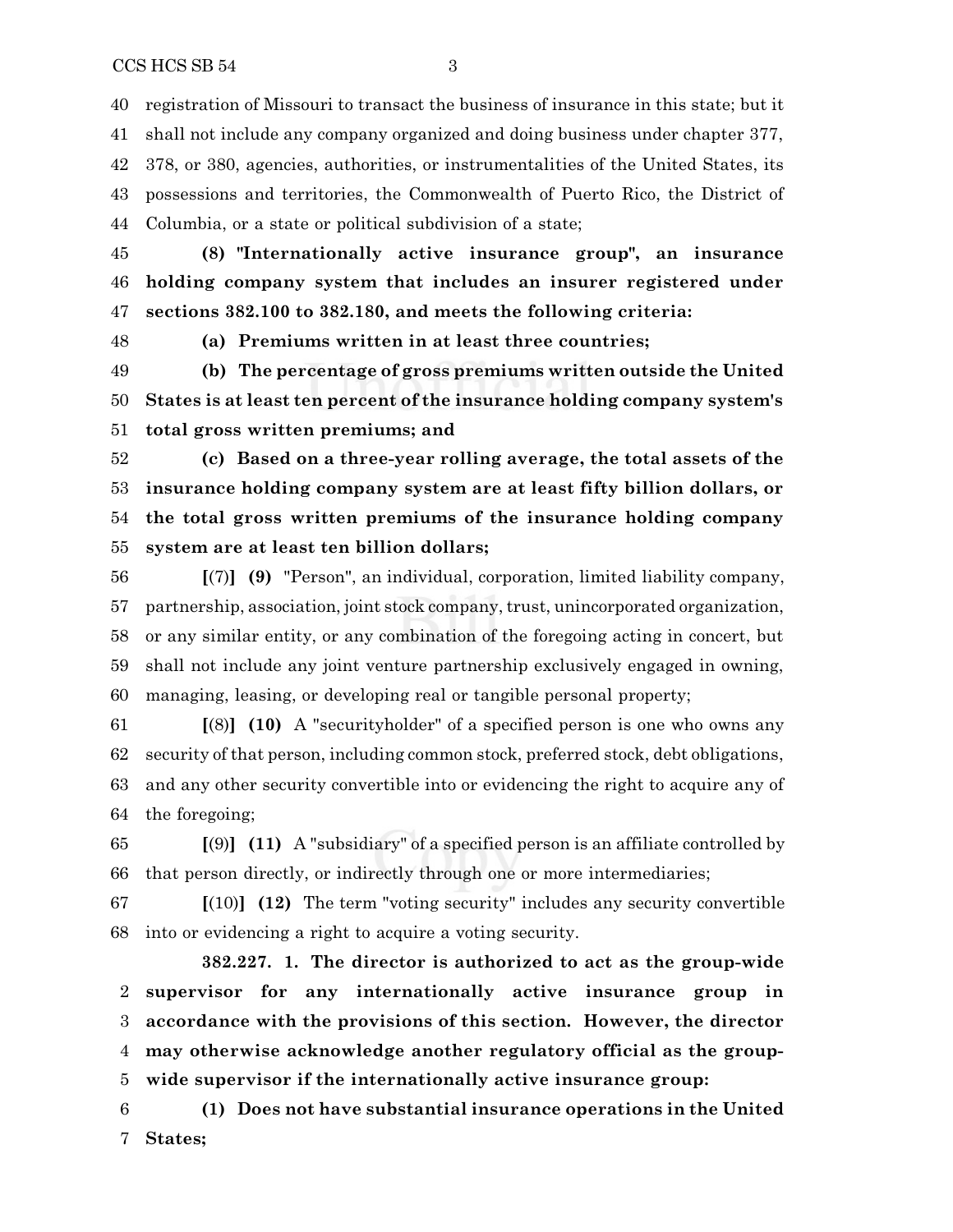registration of Missouri to transact the business of insurance in this state; but it shall not include any company organized and doing business under chapter 377, 378, or 380, agencies, authorities, or instrumentalities of the United States, its possessions and territories, the Commonwealth of Puerto Rico, the District of Columbia, or a state or political subdivision of a state;

**(8) "Internationally active insurance group", an insurance holding company system that includes an insurer registered under sections 382.100 to 382.180, and meets the following criteria:**

**(a) Premiums written in at least three countries;**

**(b) The percentage of gross premiums written outside the United States is at least ten percent of the insurance holding company system's total gross written premiums; and**

**(c) Based on a three-year rolling average, the total assets of the insurance holding company system are at least fifty billion dollars, or the total gross written premiums of the insurance holding company system are at least ten billion dollars;**

**[**(7)**] (9)** "Person", an individual, corporation, limited liability company, partnership, association, joint stock company, trust, unincorporated organization, or any similar entity, or any combination of the foregoing acting in concert, but shall not include any joint venture partnership exclusively engaged in owning, managing, leasing, or developing real or tangible personal property;

**[**(8)**] (10)** A "securityholder" of a specified person is one who owns any security of that person, including common stock, preferred stock, debt obligations, and any other security convertible into or evidencing the right to acquire any of the foregoing;

**[**(9)**] (11)** A "subsidiary" of a specified person is an affiliate controlled by that person directly, or indirectly through one or more intermediaries;

**[**(10)**] (12)** The term "voting security" includes any security convertible into or evidencing a right to acquire a voting security.

**382.227. 1. The director is authorized to act as the group-wide supervisor for any internationally active insurance group in accordance with the provisions of this section. However, the director may otherwise acknowledge another regulatory official as the group-wide supervisor if the internationally active insurance group:**

**(1) Does not have substantial insurance operations in the United States;**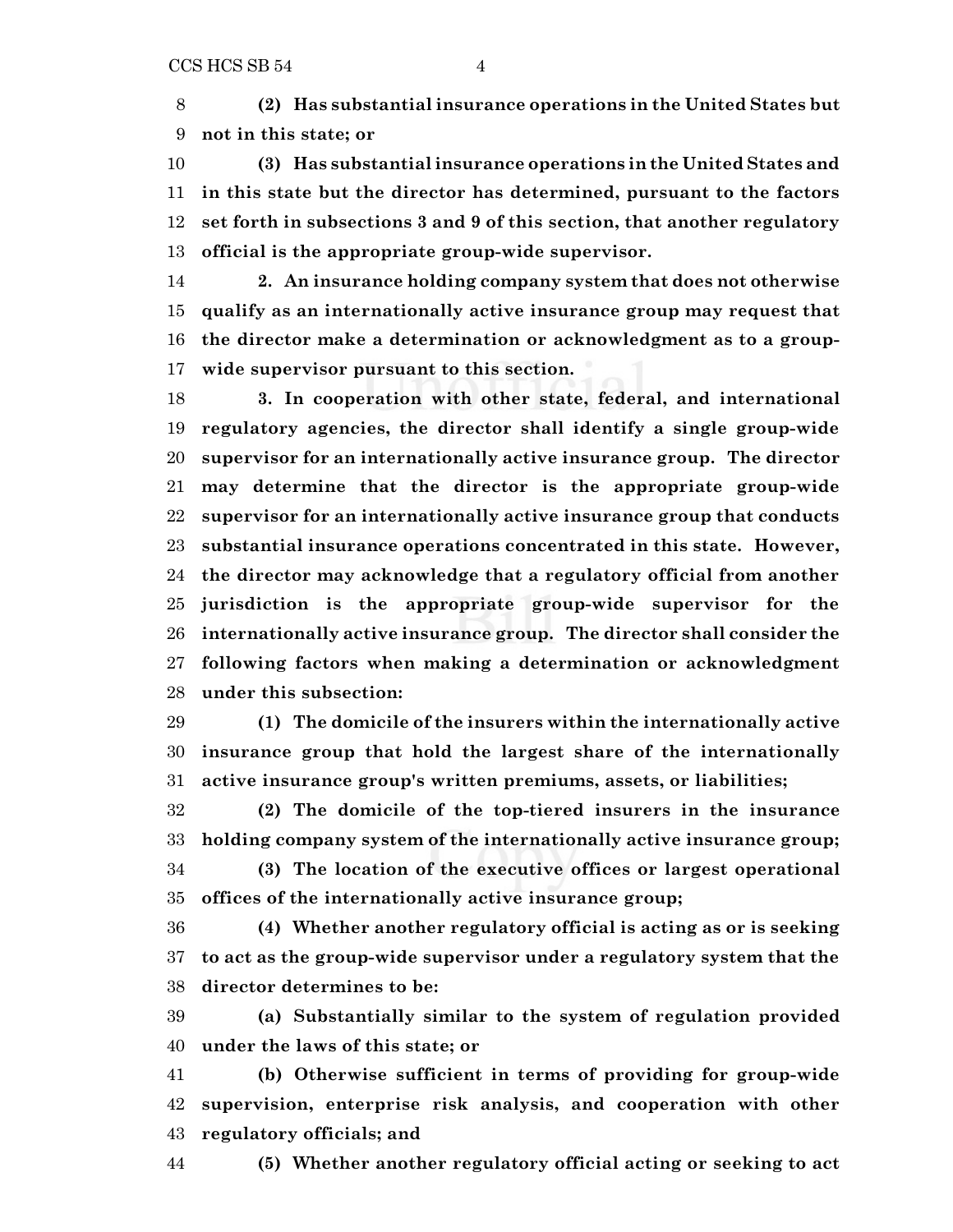**(2) Has substantial insurance operations in the United States but not in this state; or**

**(3) Has substantial insurance operations in the United States and in this state but the director has determined, pursuant to the factors set forth in subsections 3 and 9 of this section, that another regulatory official is the appropriate group-wide supervisor.**

**2. An insurance holding company system that does not otherwise qualify as an internationally active insurance group may request that the director make a determination or acknowledgment as to a group-wide supervisor pursuant to this section.**

**3. In cooperation with other state, federal, and international regulatory agencies, the director shall identify a single group-wide supervisor for an internationally active insurance group. The director may determine that the director is the appropriate group-wide supervisor for an internationally active insurance group that conducts substantial insurance operations concentrated in this state. However, the director may acknowledge that a regulatory official from another jurisdiction is the appropriate group-wide supervisor for the internationally active insurance group. The director shall consider the following factors when making a determination or acknowledgment under this subsection:**

**(1) The domicile of the insurers within the internationally active insurance group that hold the largest share of the internationally active insurance group's written premiums, assets, or liabilities;**

**(2) The domicile of the top-tiered insurers in the insurance holding company system of the internationally active insurance group;**

**(3) The location of the executive offices or largest operational offices of the internationally active insurance group;**

**(4) Whether another regulatory official is acting as or is seeking to act as the group-wide supervisor under a regulatory system that the director determines to be:**

**(a) Substantially similar to the system of regulation provided under the laws of this state; or**

**(b) Otherwise sufficient in terms of providing for group-wide supervision, enterprise risk analysis, and cooperation with other regulatory officials; and**

**(5) Whether another regulatory official acting or seeking to act**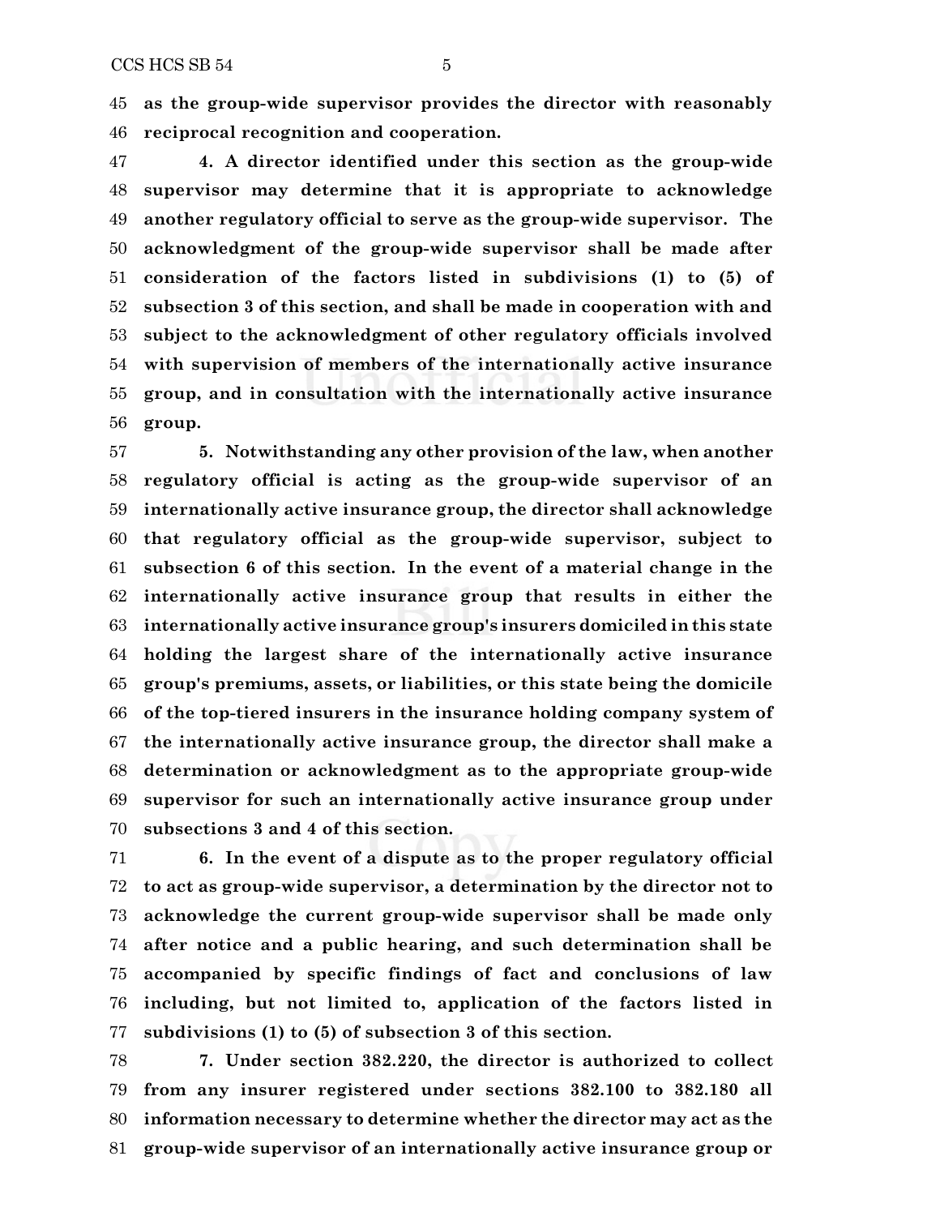**as the group-wide supervisor provides the director with reasonably reciprocal recognition and cooperation.**

**4. A director identified under this section as the group-wide supervisor may determine that it is appropriate to acknowledge another regulatory official to serve as the group-wide supervisor. The acknowledgment of the group-wide supervisor shall be made after consideration of the factors listed in subdivisions (1) to (5) of subsection 3 of this section, and shall be made in cooperation with and subject to the acknowledgment of other regulatory officials involved with supervision of members of the internationally active insurance group, and in consultation with the internationally active insurance group.**

**5. Notwithstanding any other provision of the law, when another regulatory official is acting as the group-wide supervisor of an internationally active insurance group, the director shall acknowledge that regulatory official as the group-wide supervisor, subject to subsection 6 of this section. In the event of a material change in the internationally active insurance group that results in either the internationally active insurance group's insurers domiciled in this state holding the largest share of the internationally active insurance group's premiums, assets, or liabilities, or this state being the domicile of the top-tiered insurers in the insurance holding company system of the internationally active insurance group, the director shall make a determination or acknowledgment as to the appropriate group-wide supervisor for such an internationally active insurance group under subsections 3 and 4 of this section.**

**6. In the event of a dispute as to the proper regulatory official to act as group-wide supervisor, a determination by the director not to acknowledge the current group-wide supervisor shall be made only after notice and a public hearing, and such determination shall be accompanied by specific findings of fact and conclusions of law including, but not limited to, application of the factors listed in subdivisions (1) to (5) of subsection 3 of this section.**

**7. Under section 382.220, the director is authorized to collect from any insurer registered under sections 382.100 to 382.180 all information necessary to determine whether the director may act as the group-wide supervisor of an internationally active insurance group or**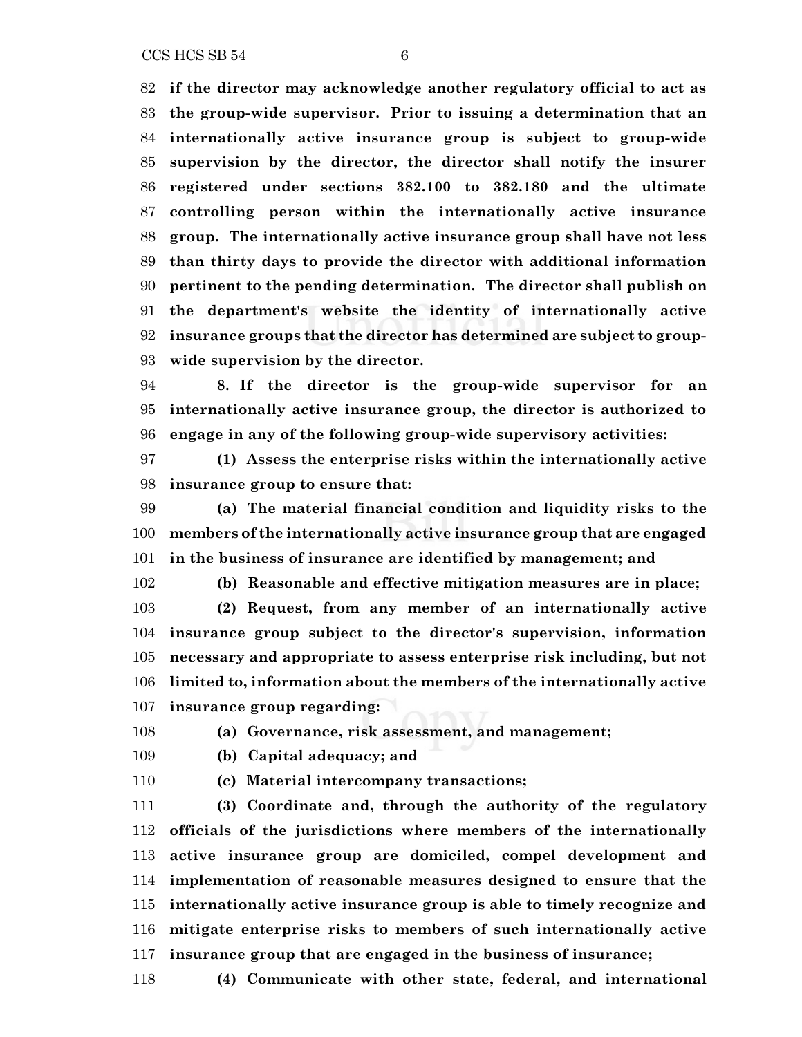**if the director may acknowledge another regulatory official to act as the group-wide supervisor. Prior to issuing a determination that an internationally active insurance group is subject to group-wide supervision by the director, the director shall notify the insurer registered under sections 382.100 to 382.180 and the ultimate controlling person within the internationally active insurance group. The internationally active insurance group shall have not less than thirty days to provide the director with additional information pertinent to the pending determination. The director shall publish on the department's website the identity of internationally active insurance groups that the director has determined are subject to group-wide supervision by the director.**

**8. If the director is the group-wide supervisor for an internationally active insurance group, the director is authorized to engage in any of the following group-wide supervisory activities:**

**(1) Assess the enterprise risks within the internationally active insurance group to ensure that:**

**(a) The material financial condition and liquidity risks to the members of the internationally active insurance group that are engaged in the business of insurance are identified by management; and**

**(b) Reasonable and effective mitigation measures are in place;**

**(2) Request, from any member of an internationally active insurance group subject to the director's supervision, information necessary and appropriate to assess enterprise risk including, but not limited to, information about the members of the internationally active insurance group regarding:**

**(a) Governance, risk assessment, and management;**

**(b) Capital adequacy; and**

**(c) Material intercompany transactions;**

**(3) Coordinate and, through the authority of the regulatory officials of the jurisdictions where members of the internationally active insurance group are domiciled, compel development and implementation of reasonable measures designed to ensure that the internationally active insurance group is able to timely recognize and mitigate enterprise risks to members of such internationally active insurance group that are engaged in the business of insurance;**

**(4) Communicate with other state, federal, and international**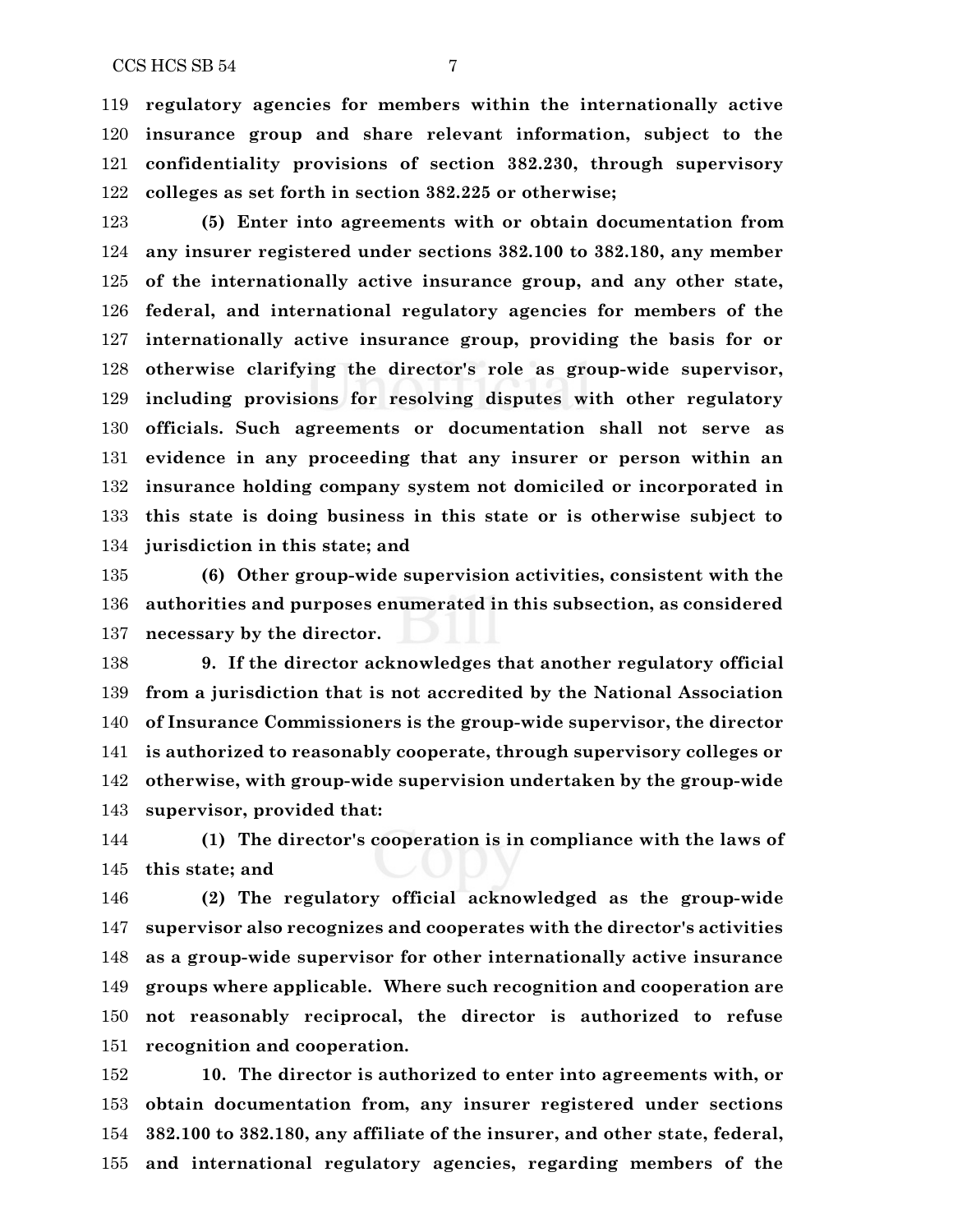**regulatory agencies for members within the internationally active insurance group and share relevant information, subject to the confidentiality provisions of section 382.230, through supervisory colleges as set forth in section 382.225 or otherwise;**

**(5) Enter into agreements with or obtain documentation from any insurer registered under sections 382.100 to 382.180, any member of the internationally active insurance group, and any other state, federal, and international regulatory agencies for members of the internationally active insurance group, providing the basis for or otherwise clarifying the director's role as group-wide supervisor, including provisions for resolving disputes with other regulatory officials. Such agreements or documentation shall not serve as evidence in any proceeding that any insurer or person within an insurance holding company system not domiciled or incorporated in this state is doing business in this state or is otherwise subject to jurisdiction in this state; and**

**(6) Other group-wide supervision activities, consistent with the authorities and purposes enumerated in this subsection, as considered necessary by the director.**

**9. If the director acknowledges that another regulatory official from a jurisdiction that is not accredited by the National Association of Insurance Commissioners is the group-wide supervisor, the director is authorized to reasonably cooperate, through supervisory colleges or otherwise, with group-wide supervision undertaken by the group-wide supervisor, provided that:**

**(1) The director's cooperation is in compliance with the laws of this state; and**

**(2) The regulatory official acknowledged as the group-wide supervisor also recognizes and cooperates with the director's activities as a group-wide supervisor for other internationally active insurance groups where applicable. Where such recognition and cooperation are not reasonably reciprocal, the director is authorized to refuse recognition and cooperation.**

**10. The director is authorized to enter into agreements with, or obtain documentation from, any insurer registered under sections 382.100 to 382.180, any affiliate of the insurer, and other state, federal, and international regulatory agencies, regarding members of the**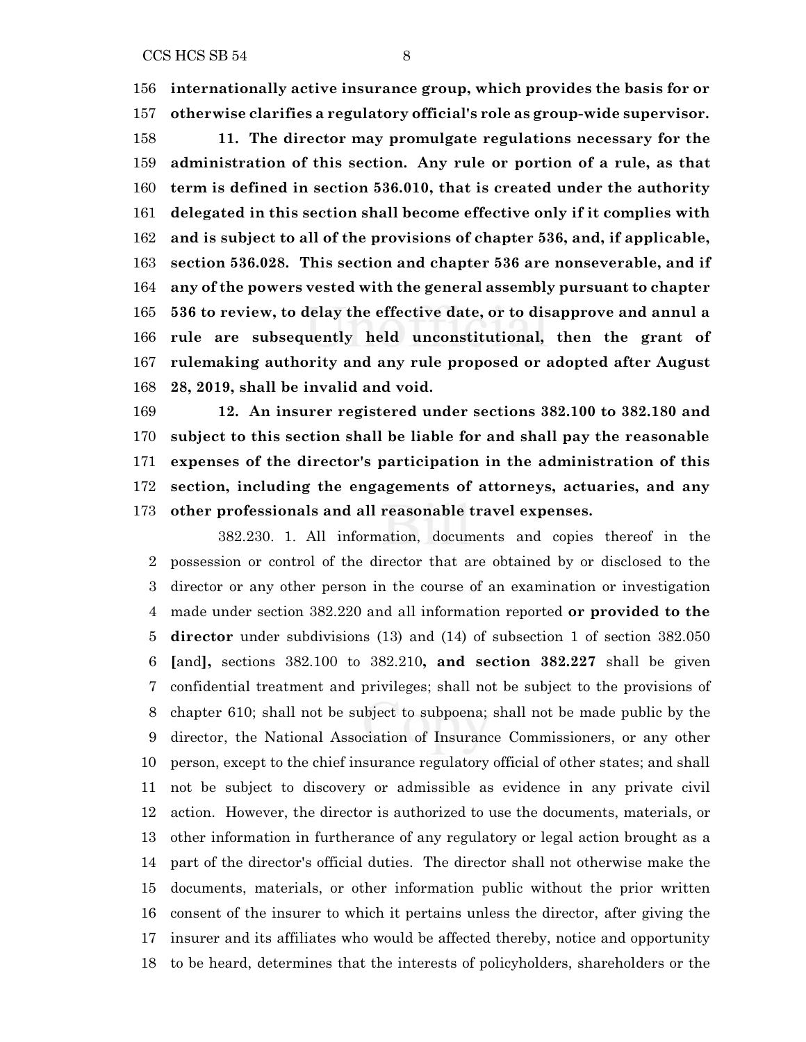**internationally active insurance group, which provides the basis for or otherwise clarifies a regulatory official's role as group-wide supervisor.**

**11. The director may promulgate regulations necessary for the administration of this section. Any rule or portion of a rule, as that term is defined in section 536.010, that is created under the authority delegated in this section shall become effective only if it complies with and is subject to all of the provisions of chapter 536, and, if applicable, section 536.028. This section and chapter 536 are nonseverable, and if any of the powers vested with the general assembly pursuant to chapter 536 to review, to delay the effective date, or to disapprove and annul a rule are subsequently held unconstitutional, then the grant of rulemaking authority and any rule proposed or adopted after August 28, 2019, shall be invalid and void.**

**12. An insurer registered under sections 382.100 to 382.180 and subject to this section shall be liable for and shall pay the reasonable expenses of the director's participation in the administration of this section, including the engagements of attorneys, actuaries, and any other professionals and all reasonable travel expenses.**

382.230. 1. All information, documents and copies thereof in the possession or control of the director that are obtained by or disclosed to the director or any other person in the course of an examination or investigation made under section 382.220 and all information reported **or provided to the director** under subdivisions (13) and (14) of subsection 1 of section 382.050 **[**and**],** sections 382.100 to 382.210**, and section 382.227** shall be given confidential treatment and privileges; shall not be subject to the provisions of chapter 610; shall not be subject to subpoena; shall not be made public by the director, the National Association of Insurance Commissioners, or any other person, except to the chief insurance regulatory official of other states; and shall not be subject to discovery or admissible as evidence in any private civil action. However, the director is authorized to use the documents, materials, or other information in furtherance of any regulatory or legal action brought as a part of the director's official duties. The director shall not otherwise make the documents, materials, or other information public without the prior written consent of the insurer to which it pertains unless the director, after giving the insurer and its affiliates who would be affected thereby, notice and opportunity to be heard, determines that the interests of policyholders, shareholders or the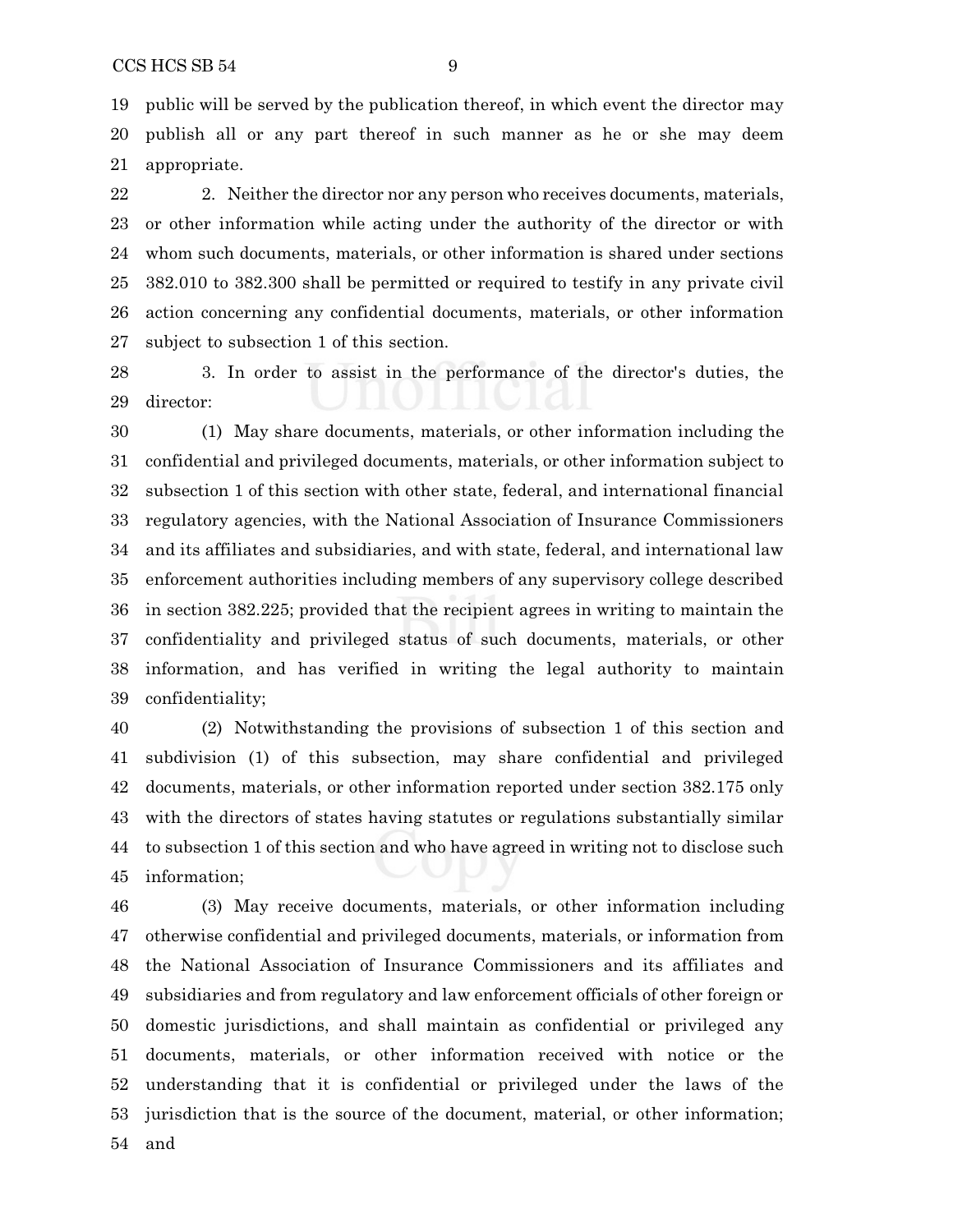public will be served by the publication thereof, in which event the director may publish all or any part thereof in such manner as he or she may deem appropriate.

2. Neither the director nor any person who receives documents, materials, or other information while acting under the authority of the director or with whom such documents, materials, or other information is shared under sections 382.010 to 382.300 shall be permitted or required to testify in any private civil action concerning any confidential documents, materials, or other information subject to subsection 1 of this section.

3. In order to assist in the performance of the director's duties, the director:

(1) May share documents, materials, or other information including the confidential and privileged documents, materials, or other information subject to subsection 1 of this section with other state, federal, and international financial regulatory agencies, with the National Association of Insurance Commissioners and its affiliates and subsidiaries, and with state, federal, and international law enforcement authorities including members of any supervisory college described in section 382.225; provided that the recipient agrees in writing to maintain the confidentiality and privileged status of such documents, materials, or other information, and has verified in writing the legal authority to maintain confidentiality;

(2) Notwithstanding the provisions of subsection 1 of this section and subdivision (1) of this subsection, may share confidential and privileged documents, materials, or other information reported under section 382.175 only with the directors of states having statutes or regulations substantially similar to subsection 1 of this section and who have agreed in writing not to disclose such information;

(3) May receive documents, materials, or other information including otherwise confidential and privileged documents, materials, or information from the National Association of Insurance Commissioners and its affiliates and subsidiaries and from regulatory and law enforcement officials of other foreign or domestic jurisdictions, and shall maintain as confidential or privileged any documents, materials, or other information received with notice or the understanding that it is confidential or privileged under the laws of the jurisdiction that is the source of the document, material, or other information; and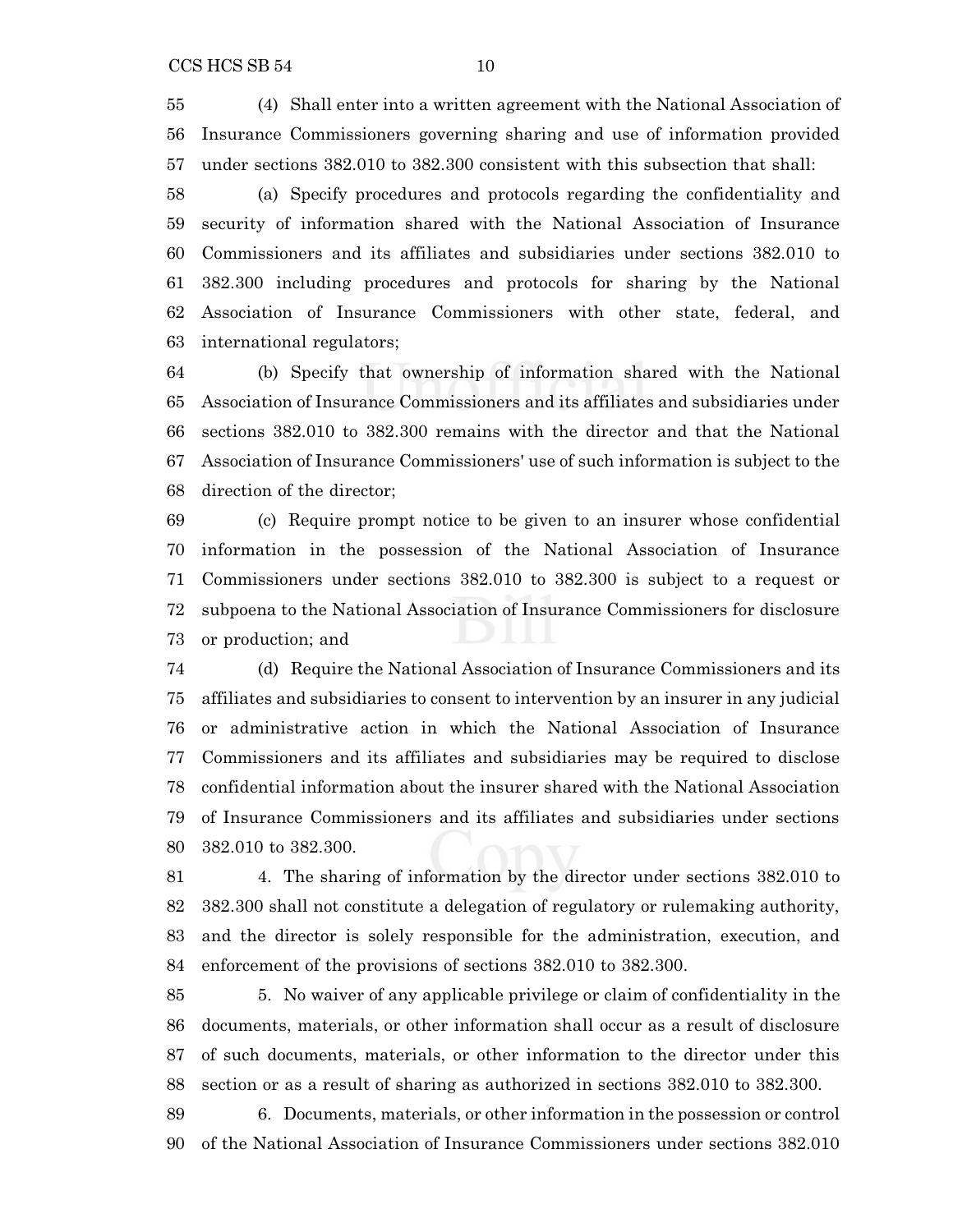(4) Shall enter into a written agreement with the National Association of Insurance Commissioners governing sharing and use of information provided under sections 382.010 to 382.300 consistent with this subsection that shall:

(a) Specify procedures and protocols regarding the confidentiality and security of information shared with the National Association of Insurance Commissioners and its affiliates and subsidiaries under sections 382.010 to 382.300 including procedures and protocols for sharing by the National Association of Insurance Commissioners with other state, federal, and international regulators;

(b) Specify that ownership of information shared with the National Association of Insurance Commissioners and its affiliates and subsidiaries under sections 382.010 to 382.300 remains with the director and that the National Association of Insurance Commissioners' use of such information is subject to the direction of the director;

(c) Require prompt notice to be given to an insurer whose confidential information in the possession of the National Association of Insurance Commissioners under sections 382.010 to 382.300 is subject to a request or subpoena to the National Association of Insurance Commissioners for disclosure or production; and

(d) Require the National Association of Insurance Commissioners and its affiliates and subsidiaries to consent to intervention by an insurer in any judicial or administrative action in which the National Association of Insurance Commissioners and its affiliates and subsidiaries may be required to disclose confidential information about the insurer shared with the National Association of Insurance Commissioners and its affiliates and subsidiaries under sections 382.010 to 382.300.

4. The sharing of information by the director under sections 382.010 to 382.300 shall not constitute a delegation of regulatory or rulemaking authority, and the director is solely responsible for the administration, execution, and enforcement of the provisions of sections 382.010 to 382.300.

5. No waiver of any applicable privilege or claim of confidentiality in the documents, materials, or other information shall occur as a result of disclosure of such documents, materials, or other information to the director under this section or as a result of sharing as authorized in sections 382.010 to 382.300.

6. Documents, materials, or other information in the possession or control of the National Association of Insurance Commissioners under sections 382.010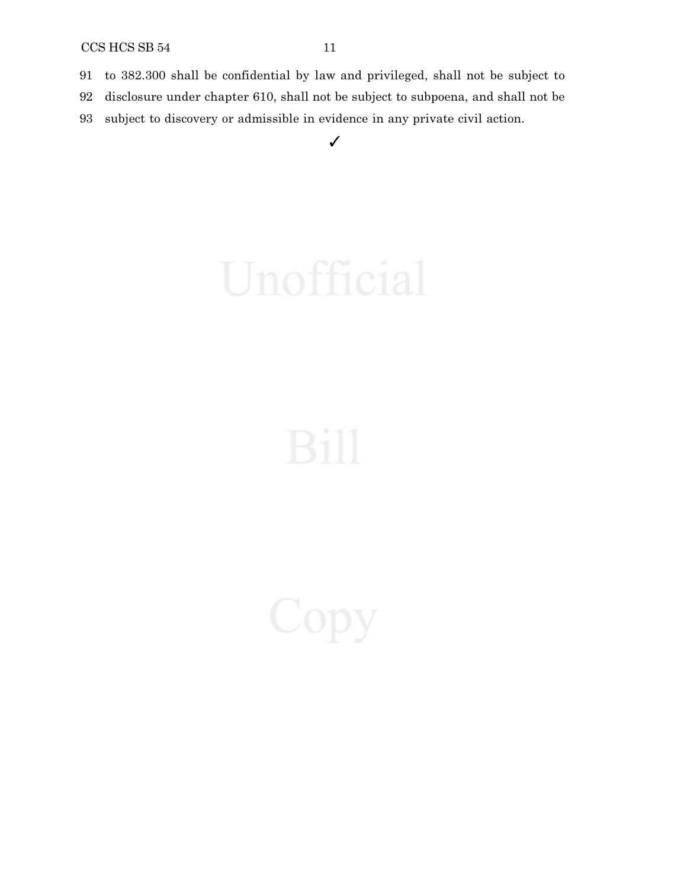to 382.300 shall be confidential by law and privileged, shall not be subject to disclosure under chapter 610, shall not be subject to subpoena, and shall not be subject to discovery or admissible in evidence in any private civil action.

✓